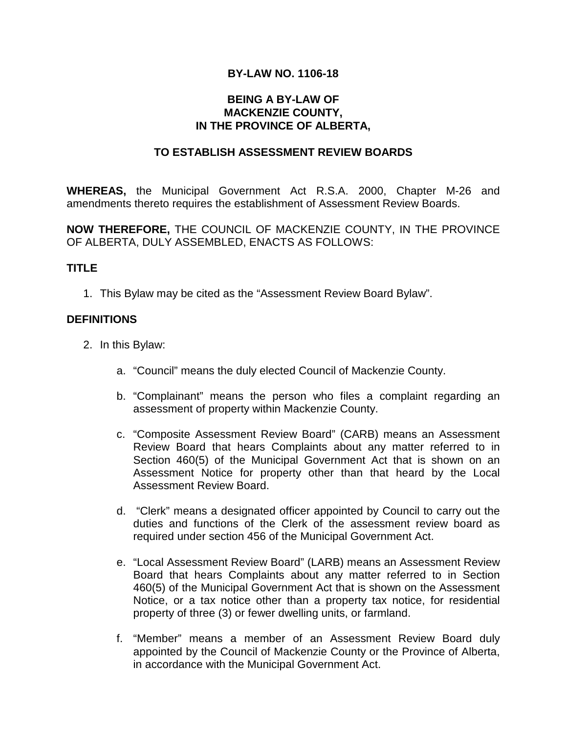# BY-LAW NO. 1106-18

## BEING A BY-LAW OF MACKENZIE COUNTY, IN THE PROVINCE OF ALBERTA,

## TO ESTABLISH ASSESSMENT REVIEW BOARDS

**WHEREAS,** the Municipal Government Act R.S.A. 2000, Chapter M-26 and amendments thereto requires the establishment of Assessment Review Boards.

**NOW THEREFORE,** THE COUNCIL OF MACKENZIE COUNTY, IN THE PROVINCE OF ALBERTA, DULY ASSEMBLED, ENACTS AS FOLLOWS:

### TITLE

1. This Bylaw may be cited as the "Assessment Review Board Bylaw".

### DEFINITIONS

2. In this Bylaw:

    a. "Council" means the duly elected Council of Mackenzie County.

    b. "Complainant" means the person who files a complaint regarding an assessment of property within Mackenzie County.

    c. "Composite Assessment Review Board" (CARB) means an Assessment Review Board that hears Complaints about any matter referred to in Section 460(5) of the Municipal Government Act that is shown on an Assessment Notice for property other than that heard by the Local Assessment Review Board.

    d. "Clerk" means a designated officer appointed by Council to carry out the duties and functions of the Clerk of the assessment review board as required under section 456 of the Municipal Government Act.

    e. "Local Assessment Review Board" (LARB) means an Assessment Review Board that hears Complaints about any matter referred to in Section 460(5) of the Municipal Government Act that is shown on the Assessment Notice, or a tax notice other than a property tax notice, for residential property of three (3) or fewer dwelling units, or farmland.

    f. "Member" means a member of an Assessment Review Board duly appointed by the Council of Mackenzie County or the Province of Alberta, in accordance with the Municipal Government Act.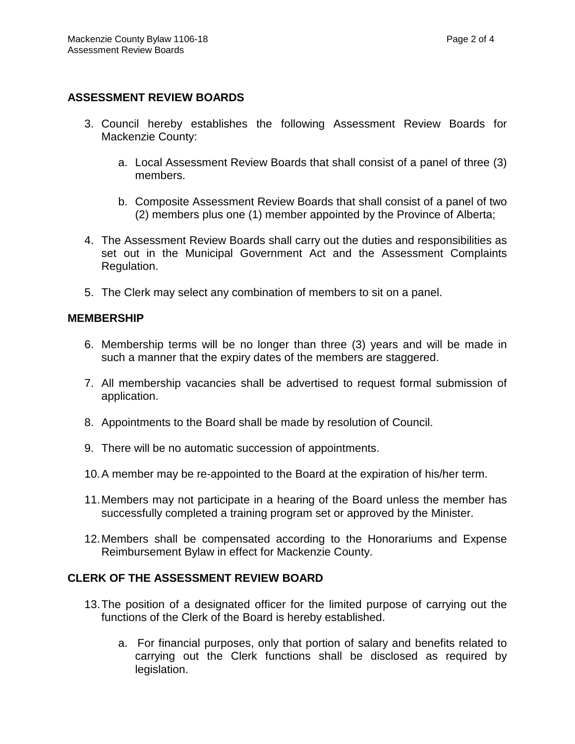## ASSESSMENT REVIEW BOARDS

3. Council hereby establishes the following Assessment Review Boards for Mackenzie County:

   a. Local Assessment Review Boards that shall consist of a panel of three (3) members.

   b. Composite Assessment Review Boards that shall consist of a panel of two (2) members plus one (1) member appointed by the Province of Alberta;

4. The Assessment Review Boards shall carry out the duties and responsibilities as set out in the Municipal Government Act and the Assessment Complaints Regulation.

5. The Clerk may select any combination of members to sit on a panel.

## MEMBERSHIP

6. Membership terms will be no longer than three (3) years and will be made in such a manner that the expiry dates of the members are staggered.

7. All membership vacancies shall be advertised to request formal submission of application.

8. Appointments to the Board shall be made by resolution of Council.

9. There will be no automatic succession of appointments.

10. A member may be re-appointed to the Board at the expiration of his/her term.

11. Members may not participate in a hearing of the Board unless the member has successfully completed a training program set or approved by the Minister.

12. Members shall be compensated according to the Honorariums and Expense Reimbursement Bylaw in effect for Mackenzie County.

## CLERK OF THE ASSESSMENT REVIEW BOARD

13. The position of a designated officer for the limited purpose of carrying out the functions of the Clerk of the Board is hereby established.

    a. For financial purposes, only that portion of salary and benefits related to carrying out the Clerk functions shall be disclosed as required by legislation.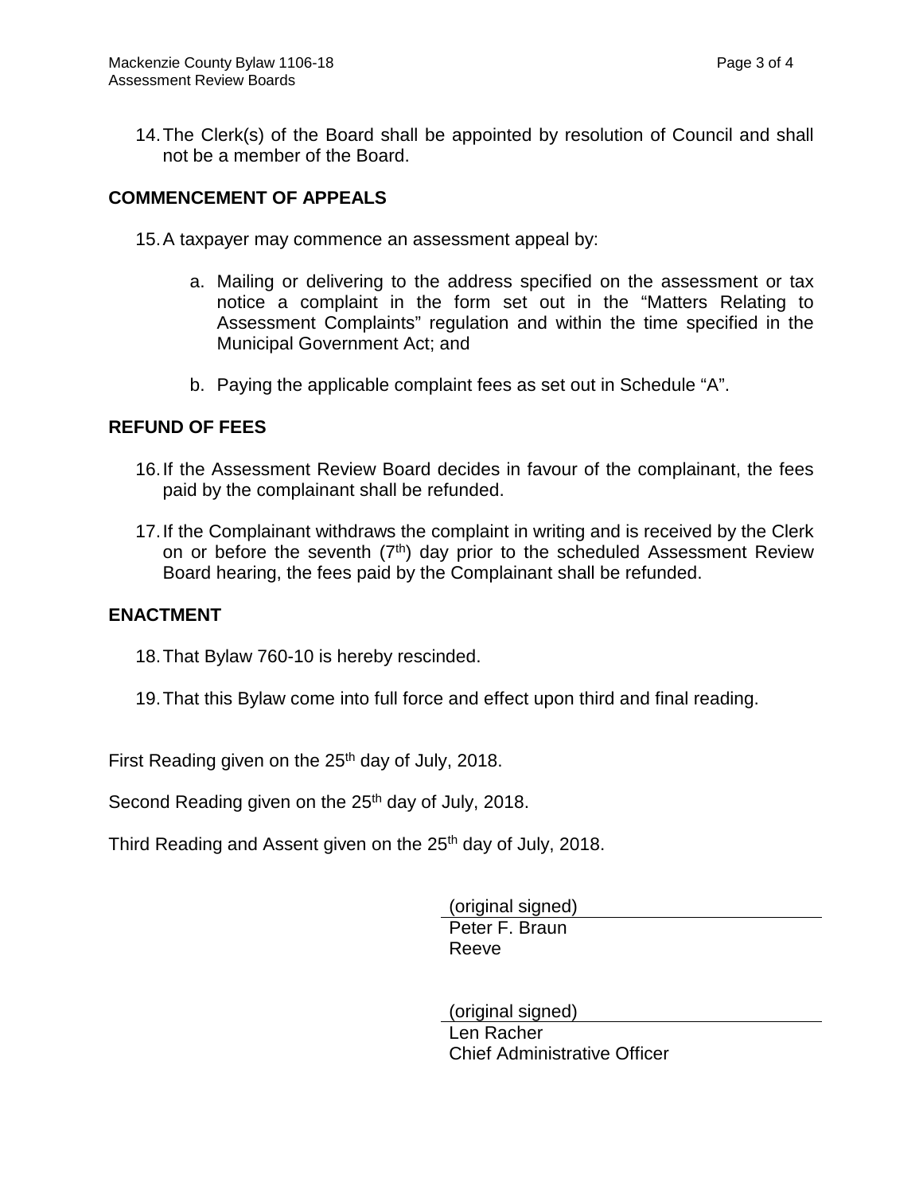14. The Clerk(s) of the Board shall be appointed by resolution of Council and shall not be a member of the Board.

## COMMENCEMENT OF APPEALS

15. A taxpayer may commence an assessment appeal by:

    a. Mailing or delivering to the address specified on the assessment or tax notice a complaint in the form set out in the “Matters Relating to Assessment Complaints” regulation and within the time specified in the Municipal Government Act; and

    b. Paying the applicable complaint fees as set out in Schedule “A”.

## REFUND OF FEES

16. If the Assessment Review Board decides in favour of the complainant, the fees paid by the complainant shall be refunded.

17. If the Complainant withdraws the complaint in writing and is received by the Clerk on or before the seventh (7th) day prior to the scheduled Assessment Review Board hearing, the fees paid by the Complainant shall be refunded.

## ENACTMENT

18. That Bylaw 760-10 is hereby rescinded.

19. That this Bylaw come into full force and effect upon third and final reading.

First Reading given on the 25th day of July, 2018.

Second Reading given on the 25th day of July, 2018.

Third Reading and Assent given on the 25th day of July, 2018.

(original signed)
Peter F. Braun
Reeve

(original signed)
Len Racher
Chief Administrative Officer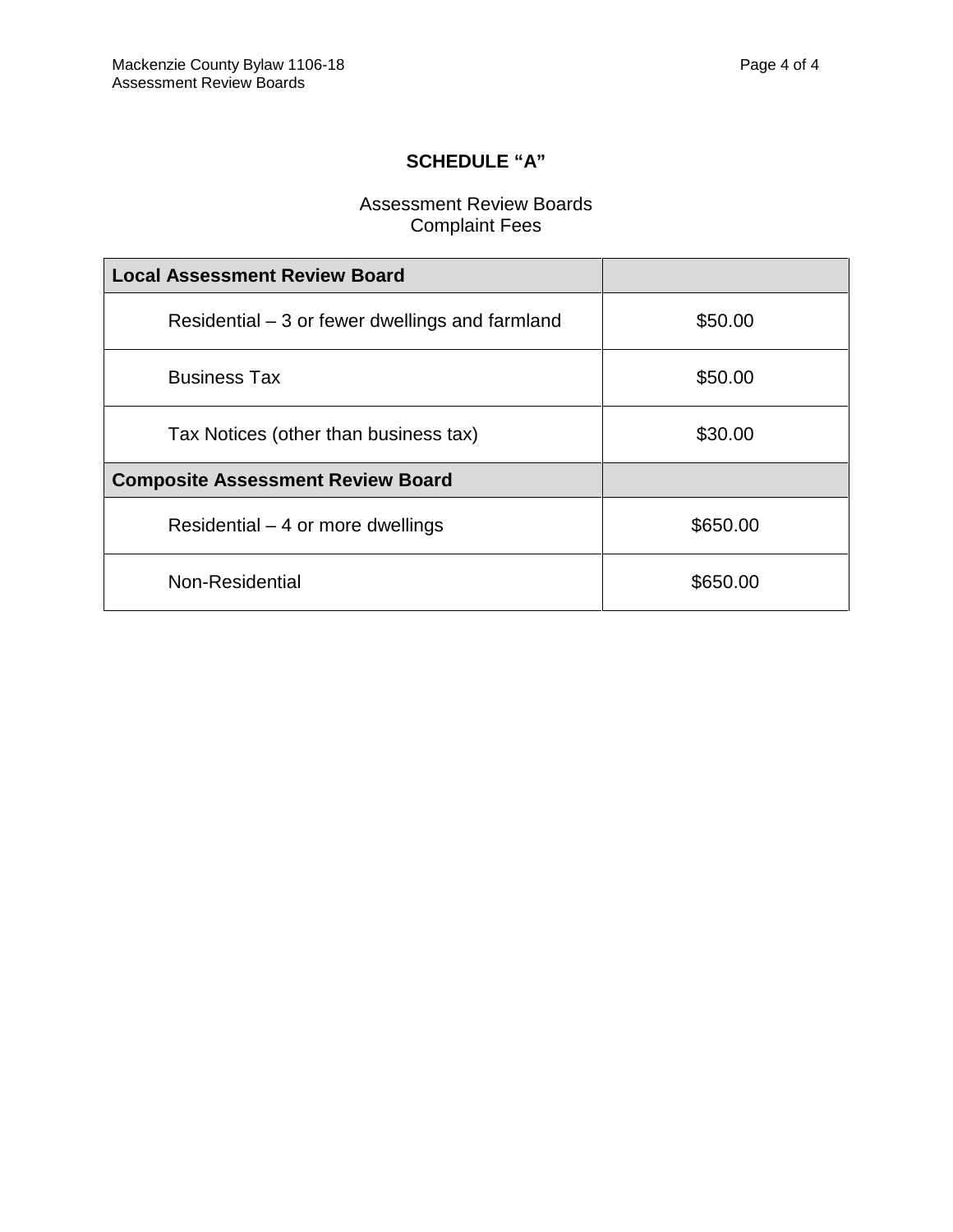## SCHEDULE "A"

Assessment Review Boards
Complaint Fees

| | |
|---|---|
| **Local Assessment Review Board** | |
| Residential – 3 or fewer dwellings and farmland | $50.00 |
| Business Tax | $50.00 |
| Tax Notices (other than business tax) | $30.00 |
| **Composite Assessment Review Board** | |
| Residential – 4 or more dwellings | $650.00 |
| Non-Residential | $650.00 |